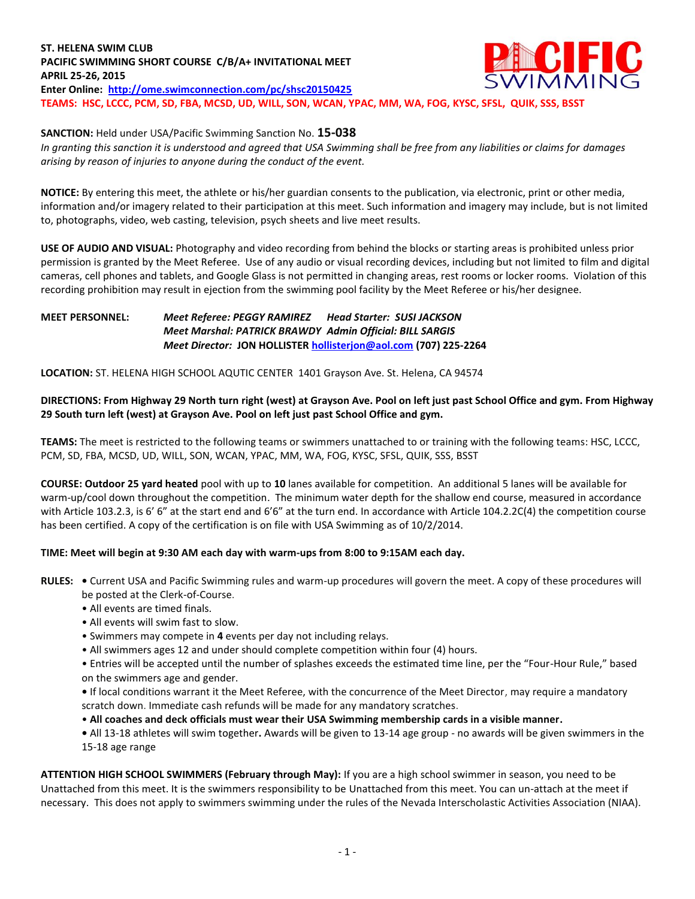**ST. HELENA SWIM CLUB**
**PACIFIC SWIMMING SHORT COURSE C/B/A+ INVITATIONAL MEET**
**APRIL 25-26, 2015**
**Enter Online: [http://ome.swimconnection.com/pc/shsc20150425](http://ome.swimconnection.com/pc/shsc20150425)**
**TEAMS: HSC, LCCC, PCM, SD, FBA, MCSD, UD, WILL, SON, WCAN, YPAC, MM, WA, FOG, KYSC, SFSL, QUIK, SSS, BSST**

**SANCTION:** Held under USA/Pacific Swimming Sanction No. **15-038**
*In granting this sanction it is understood and agreed that USA Swimming shall be free from any liabilities or claims for damages arising by reason of injuries to anyone during the conduct of the event.*

**NOTICE:** By entering this meet, the athlete or his/her guardian consents to the publication, via electronic, print or other media, information and/or imagery related to their participation at this meet. Such information and imagery may include, but is not limited to, photographs, video, web casting, television, psych sheets and live meet results.

**USE OF AUDIO AND VISUAL:** Photography and video recording from behind the blocks or starting areas is prohibited unless prior permission is granted by the Meet Referee. Use of any audio or visual recording devices, including but not limited to film and digital cameras, cell phones and tablets, and Google Glass is not permitted in changing areas, rest rooms or locker rooms. Violation of this recording prohibition may result in ejection from the swimming pool facility by the Meet Referee or his/her designee.

**MEET PERSONNEL:** *Meet Referee: PEGGY RAMIREZ* *Head Starter: SUSI JACKSON*
*Meet Marshal: PATRICK BRAWDY* *Admin Official: BILL SARGIS*
*Meet Director:* **JON HOLLISTER [hollisterjon@aol.com](mailto:hollisterjon@aol.com) (707) 225-2264**

**LOCATION:** ST. HELENA HIGH SCHOOL AQUTIC CENTER 1401 Grayson Ave. St. Helena, CA 94574

**DIRECTIONS: From Highway 29 North turn right (west) at Grayson Ave. Pool on left just past School Office and gym. From Highway 29 South turn left (west) at Grayson Ave. Pool on left just past School Office and gym.**

**TEAMS:** The meet is restricted to the following teams or swimmers unattached to or training with the following teams: HSC, LCCC, PCM, SD, FBA, MCSD, UD, WILL, SON, WCAN, YPAC, MM, WA, FOG, KYSC, SFSL, QUIK, SSS, BSST

**COURSE: Outdoor 25 yard heated** pool with up to **10** lanes available for competition. An additional 5 lanes will be available for warm-up/cool down throughout the competition. The minimum water depth for the shallow end course, measured in accordance with Article 103.2.3, is 6' 6" at the start end and 6'6" at the turn end. In accordance with Article 104.2.2C(4) the competition course has been certified. A copy of the certification is on file with USA Swimming as of 10/2/2014.

**TIME: Meet will begin at 9:30 AM each day with warm-ups from 8:00 to 9:15AM each day.**

**RULES:**
- Current USA and Pacific Swimming rules and warm-up procedures will govern the meet. A copy of these procedures will be posted at the Clerk-of-Course.
- All events are timed finals.
- All events will swim fast to slow.
- Swimmers may compete in **4** events per day not including relays.
- All swimmers ages 12 and under should complete competition within four (4) hours.
- Entries will be accepted until the number of splashes exceeds the estimated time line, per the "Four-Hour Rule," based on the swimmers age and gender.
- If local conditions warrant it the Meet Referee, with the concurrence of the Meet Director, may require a mandatory scratch down. Immediate cash refunds will be made for any mandatory scratches.
- **All coaches and deck officials must wear their USA Swimming membership cards in a visible manner.**
- All 13-18 athletes will swim together**.** Awards will be given to 13-14 age group - no awards will be given swimmers in the 15-18 age range

**ATTENTION HIGH SCHOOL SWIMMERS (February through May):** If you are a high school swimmer in season, you need to be Unattached from this meet. It is the swimmers responsibility to be Unattached from this meet. You can un-attach at the meet if necessary. This does not apply to swimmers swimming under the rules of the Nevada Interscholastic Activities Association (NIAA).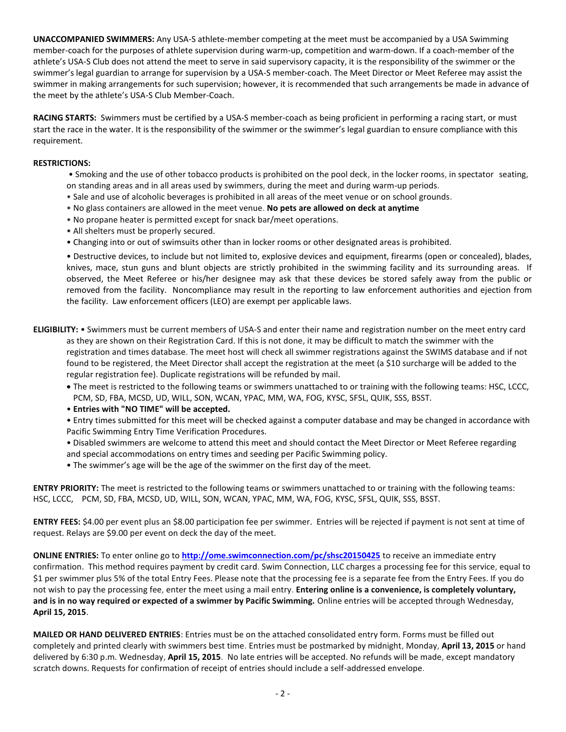**UNACCOMPANIED SWIMMERS:** Any USA-S athlete-member competing at the meet must be accompanied by a USA Swimming member-coach for the purposes of athlete supervision during warm-up, competition and warm-down. If a coach-member of the athlete's USA-S Club does not attend the meet to serve in said supervisory capacity, it is the responsibility of the swimmer or the swimmer's legal guardian to arrange for supervision by a USA-S member-coach. The Meet Director or Meet Referee may assist the swimmer in making arrangements for such supervision; however, it is recommended that such arrangements be made in advance of the meet by the athlete's USA-S Club Member-Coach.

**RACING STARTS:** Swimmers must be certified by a USA-S member-coach as being proficient in performing a racing start, or must start the race in the water. It is the responsibility of the swimmer or the swimmer's legal guardian to ensure compliance with this requirement.

**RESTRICTIONS:**

- Smoking and the use of other tobacco products is prohibited on the pool deck, in the locker rooms, in spectator seating, on standing areas and in all areas used by swimmers, during the meet and during warm-up periods.
- Sale and use of alcoholic beverages is prohibited in all areas of the meet venue or on school grounds.
- No glass containers are allowed in the meet venue. **No pets are allowed on deck at anytime**
- No propane heater is permitted except for snack bar/meet operations.
- All shelters must be properly secured.
- Changing into or out of swimsuits other than in locker rooms or other designated areas is prohibited.
- Destructive devices, to include but not limited to, explosive devices and equipment, firearms (open or concealed), blades, knives, mace, stun guns and blunt objects are strictly prohibited in the swimming facility and its surrounding areas. If observed, the Meet Referee or his/her designee may ask that these devices be stored safely away from the public or removed from the facility. Noncompliance may result in the reporting to law enforcement authorities and ejection from the facility. Law enforcement officers (LEO) are exempt per applicable laws.

**ELIGIBILITY:**

- Swimmers must be current members of USA-S and enter their name and registration number on the meet entry card as they are shown on their Registration Card. If this is not done, it may be difficult to match the swimmer with the registration and times database. The meet host will check all swimmer registrations against the SWIMS database and if not found to be registered, the Meet Director shall accept the registration at the meet (a $10 surcharge will be added to the regular registration fee). Duplicate registrations will be refunded by mail.
- The meet is restricted to the following teams or swimmers unattached to or training with the following teams: HSC, LCCC, PCM, SD, FBA, MCSD, UD, WILL, SON, WCAN, YPAC, MM, WA, FOG, KYSC, SFSL, QUIK, SSS, BSST.
- **Entries with "NO TIME" will be accepted.**
- Entry times submitted for this meet will be checked against a computer database and may be changed in accordance with Pacific Swimming Entry Time Verification Procedures.
- Disabled swimmers are welcome to attend this meet and should contact the Meet Director or Meet Referee regarding and special accommodations on entry times and seeding per Pacific Swimming policy.
- The swimmer's age will be the age of the swimmer on the first day of the meet.

**ENTRY PRIORITY:** The meet is restricted to the following teams or swimmers unattached to or training with the following teams: HSC, LCCC, PCM, SD, FBA, MCSD, UD, WILL, SON, WCAN, YPAC, MM, WA, FOG, KYSC, SFSL, QUIK, SSS, BSST.

**ENTRY FEES:** $4.00 per event plus an $8.00 participation fee per swimmer. Entries will be rejected if payment is not sent at time of request. Relays are $9.00 per event on deck the day of the meet.

**ONLINE ENTRIES:** To enter online go to **http://ome.swimconnection.com/pc/shsc20150425** to receive an immediate entry confirmation. This method requires payment by credit card. Swim Connection, LLC charges a processing fee for this service, equal to $1 per swimmer plus 5% of the total Entry Fees. Please note that the processing fee is a separate fee from the Entry Fees. If you do not wish to pay the processing fee, enter the meet using a mail entry. **Entering online is a convenience, is completely voluntary, and is in no way required or expected of a swimmer by Pacific Swimming.** Online entries will be accepted through Wednesday, **April 15, 2015**.

**MAILED OR HAND DELIVERED ENTRIES**: Entries must be on the attached consolidated entry form. Forms must be filled out completely and printed clearly with swimmers best time. Entries must be postmarked by midnight, Monday, **April 13, 2015** or hand delivered by 6:30 p.m. Wednesday, **April 15, 2015**. No late entries will be accepted. No refunds will be made, except mandatory scratch downs. Requests for confirmation of receipt of entries should include a self-addressed envelope.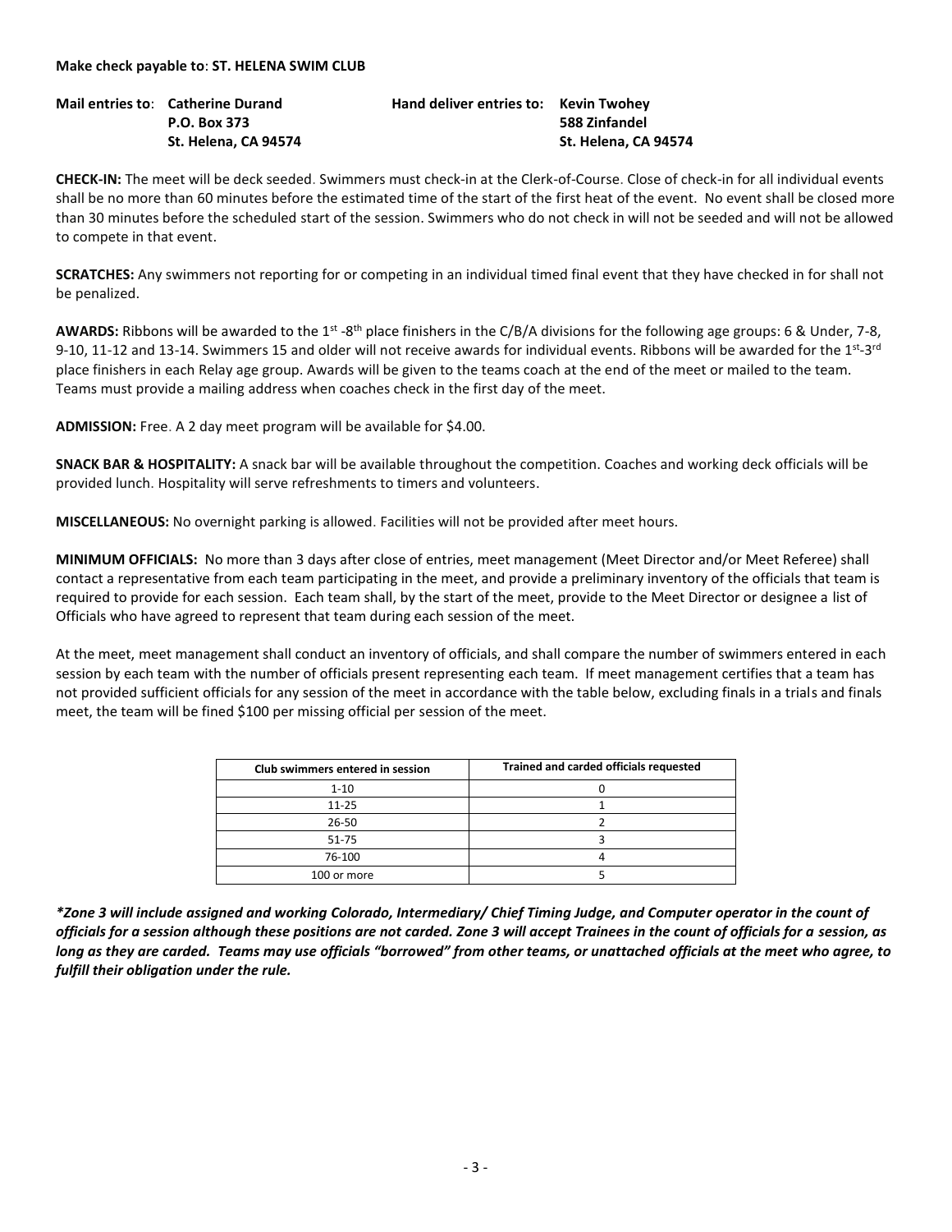**Make check payable to**: **ST. HELENA SWIM CLUB**

**Mail entries to**: **Catherine Durand**
**P.O. Box 373**
**St. Helena, CA 94574**

**Hand deliver entries to: Kevin Twohey**
**588 Zinfandel**
**St. Helena, CA 94574**

**CHECK-IN:** The meet will be deck seeded. Swimmers must check-in at the Clerk-of-Course. Close of check-in for all individual events shall be no more than 60 minutes before the estimated time of the start of the first heat of the event. No event shall be closed more than 30 minutes before the scheduled start of the session. Swimmers who do not check in will not be seeded and will not be allowed to compete in that event.

**SCRATCHES:** Any swimmers not reporting for or competing in an individual timed final event that they have checked in for shall not be penalized.

**AWARDS:** Ribbons will be awarded to the 1st -8th place finishers in the C/B/A divisions for the following age groups: 6 & Under, 7-8, 9-10, 11-12 and 13-14. Swimmers 15 and older will not receive awards for individual events. Ribbons will be awarded for the 1st-3rd place finishers in each Relay age group. Awards will be given to the teams coach at the end of the meet or mailed to the team. Teams must provide a mailing address when coaches check in the first day of the meet.

**ADMISSION:** Free. A 2 day meet program will be available for $4.00.

**SNACK BAR & HOSPITALITY:** A snack bar will be available throughout the competition. Coaches and working deck officials will be provided lunch. Hospitality will serve refreshments to timers and volunteers.

**MISCELLANEOUS:** No overnight parking is allowed. Facilities will not be provided after meet hours.

**MINIMUM OFFICIALS:** No more than 3 days after close of entries, meet management (Meet Director and/or Meet Referee) shall contact a representative from each team participating in the meet, and provide a preliminary inventory of the officials that team is required to provide for each session. Each team shall, by the start of the meet, provide to the Meet Director or designee a list of Officials who have agreed to represent that team during each session of the meet.

At the meet, meet management shall conduct an inventory of officials, and shall compare the number of swimmers entered in each session by each team with the number of officials present representing each team. If meet management certifies that a team has not provided sufficient officials for any session of the meet in accordance with the table below, excluding finals in a trials and finals meet, the team will be fined $100 per missing official per session of the meet.

| Club swimmers entered in session | Trained and carded officials requested |
|---|---|
| 1-10 | 0 |
| 11-25 | 1 |
| 26-50 | 2 |
| 51-75 | 3 |
| 76-100 | 4 |
| 100 or more | 5 |

***Zone 3 will include assigned and working Colorado, Intermediary/ Chief Timing Judge, and Computer operator in the count of officials for a session although these positions are not carded. Zone 3 will accept Trainees in the count of officials for a session, as long as they are carded. Teams may use officials "borrowed" from other teams, or unattached officials at the meet who agree, to fulfill their obligation under the rule.***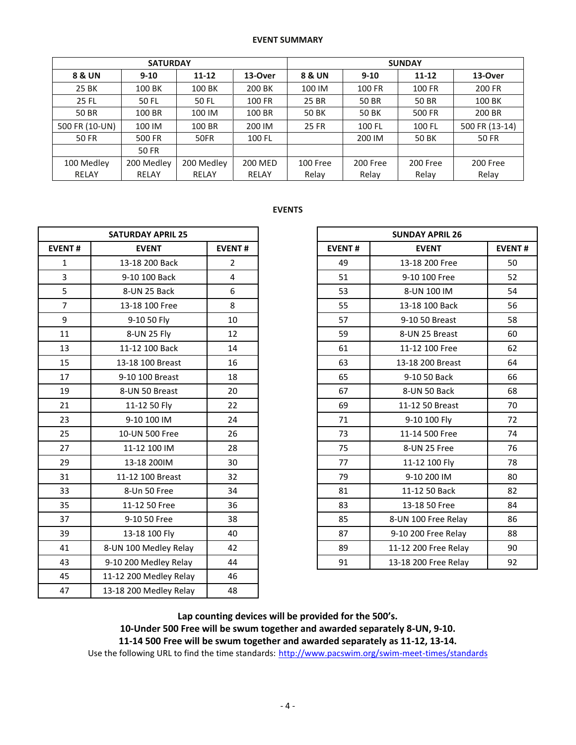**EVENT SUMMARY**

| SATURDAY | | | | SUNDAY | | | |
|---|---|---|---|---|---|---|---|
| **8 & UN** | **9-10** | **11-12** | **13-Over** | **8 & UN** | **9-10** | **11-12** | **13-Over** |
| 25 BK | 100 BK | 100 BK | 200 BK | 100 IM | 100 FR | 100 FR | 200 FR |
| 25 FL | 50 FL | 50 FL | 100 FR | 25 BR | 50 BR | 50 BR | 100 BK |
| 50 BR | 100 BR | 100 IM | 100 BR | 50 BK | 50 BK | 500 FR | 200 BR |
| 500 FR (10-UN) | 100 IM | 100 BR | 200 IM | 25 FR | 100 FL | 100 FL | 500 FR (13-14) |
| 50 FR | 500 FR | 50FR | 100 FL | | 200 IM | 50 BK | 50 FR |
| | 50 FR | | | | | | |
| 100 Medley RELAY | 200 Medley RELAY | 200 Medley RELAY | 200 MED RELAY | 100 Free Relay | 200 Free Relay | 200 Free Relay | 200 Free Relay |

**EVENTS**

| SATURDAY APRIL 25 | | |
|---|---|---|
| **EVENT #** | **EVENT** | **EVENT #** |
| 1 | 13-18 200 Back | 2 |
| 3 | 9-10 100 Back | 4 |
| 5 | 8-UN 25 Back | 6 |
| 7 | 13-18 100 Free | 8 |
| 9 | 9-10 50 Fly | 10 |
| 11 | 8-UN 25 Fly | 12 |
| 13 | 11-12 100 Back | 14 |
| 15 | 13-18 100 Breast | 16 |
| 17 | 9-10 100 Breast | 18 |
| 19 | 8-UN 50 Breast | 20 |
| 21 | 11-12 50 Fly | 22 |
| 23 | 9-10 100 IM | 24 |
| 25 | 10-UN 500 Free | 26 |
| 27 | 11-12 100 IM | 28 |
| 29 | 13-18 200IM | 30 |
| 31 | 11-12 100 Breast | 32 |
| 33 | 8-Un 50 Free | 34 |
| 35 | 11-12 50 Free | 36 |
| 37 | 9-10 50 Free | 38 |
| 39 | 13-18 100 Fly | 40 |
| 41 | 8-UN 100 Medley Relay | 42 |
| 43 | 9-10 200 Medley Relay | 44 |
| 45 | 11-12 200 Medley Relay | 46 |
| 47 | 13-18 200 Medley Relay | 48 |

| SUNDAY APRIL 26 | | |
|---|---|---|
| **EVENT #** | **EVENT** | **EVENT #** |
| 49 | 13-18 200 Free | 50 |
| 51 | 9-10 100 Free | 52 |
| 53 | 8-UN 100 IM | 54 |
| 55 | 13-18 100 Back | 56 |
| 57 | 9-10 50 Breast | 58 |
| 59 | 8-UN 25 Breast | 60 |
| 61 | 11-12 100 Free | 62 |
| 63 | 13-18 200 Breast | 64 |
| 65 | 9-10 50 Back | 66 |
| 67 | 8-UN 50 Back | 68 |
| 69 | 11-12 50 Breast | 70 |
| 71 | 9-10 100 Fly | 72 |
| 73 | 11-14 500 Free | 74 |
| 75 | 8-UN 25 Free | 76 |
| 77 | 11-12 100 Fly | 78 |
| 79 | 9-10 200 IM | 80 |
| 81 | 11-12 50 Back | 82 |
| 83 | 13-18 50 Free | 84 |
| 85 | 8-UN 100 Free Relay | 86 |
| 87 | 9-10 200 Free Relay | 88 |
| 89 | 11-12 200 Free Relay | 90 |
| 91 | 13-18 200 Free Relay | 92 |

**Lap counting devices will be provided for the 500's.**
**10-Under 500 Free will be swum together and awarded separately 8-UN, 9-10.**
**11-14 500 Free will be swum together and awarded separately as 11-12, 13-14.**
Use the following URL to find the time standards: http://www.pacswim.org/swim-meet-times/standards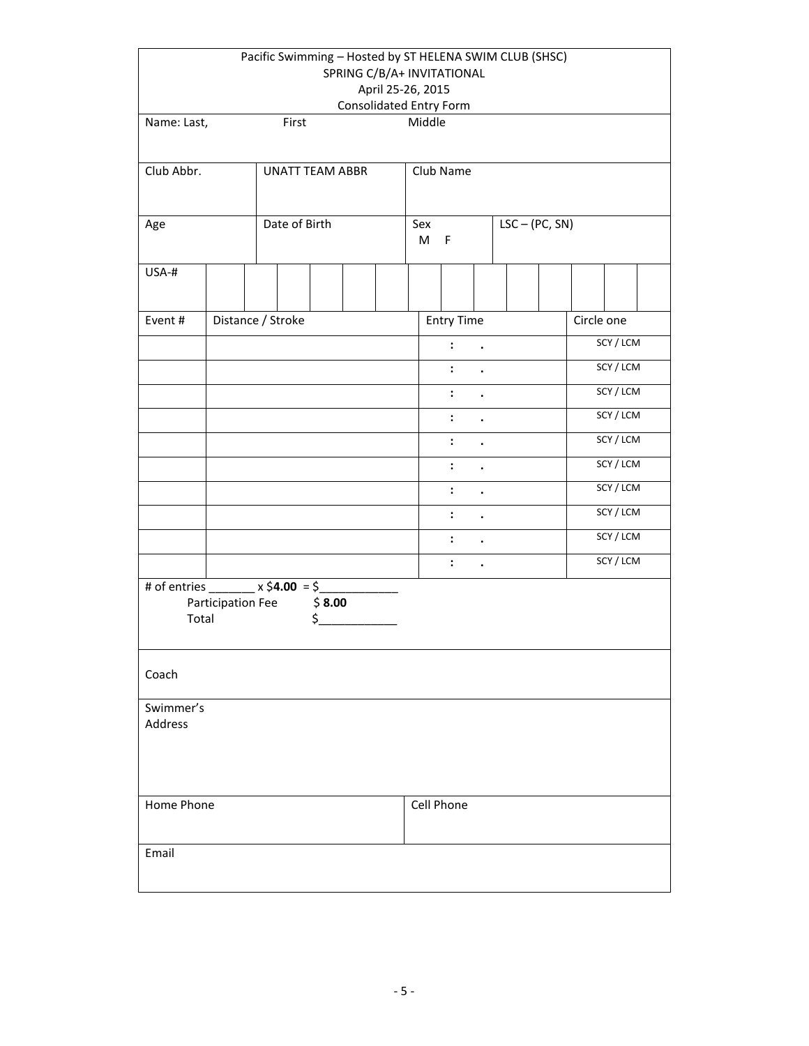Pacific Swimming – Hosted by ST HELENA SWIM CLUB (SHSC)
SPRING C/B/A+ INVITATIONAL
April 25-26, 2015
Consolidated Entry Form

| Name: Last, | First | Middle |
|---|---|---|
| | | |

| Club Abbr. | UNATT TEAM ABBR | Club Name |
|---|---|---|
| | | |

| Age | Date of Birth | Sex M F | LSC – (PC, SN) |
|---|---|---|---|
| | | | |

| USA-# | | | | | | | | | | | | | | |
|---|---|---|---|---|---|---|---|---|---|---|---|---|---|---|

| Event # | Distance / Stroke | Entry Time | Circle one |
|---|---|---|---|
| | | : . | SCY / LCM |
| | | : . | SCY / LCM |
| | | : . | SCY / LCM |
| | | : . | SCY / LCM |
| | | : . | SCY / LCM |
| | | : . | SCY / LCM |
| | | : . | SCY / LCM |
| | | : . | SCY / LCM |
| | | : . | SCY / LCM |
| | | : . | SCY / LCM |

# of entries _______ x $**4.00** = $____________
Participation Fee $ **8.00**
Total $____________

Coach

Swimmer's Address

| Home Phone | Cell Phone |
|---|---|
| | |

Email